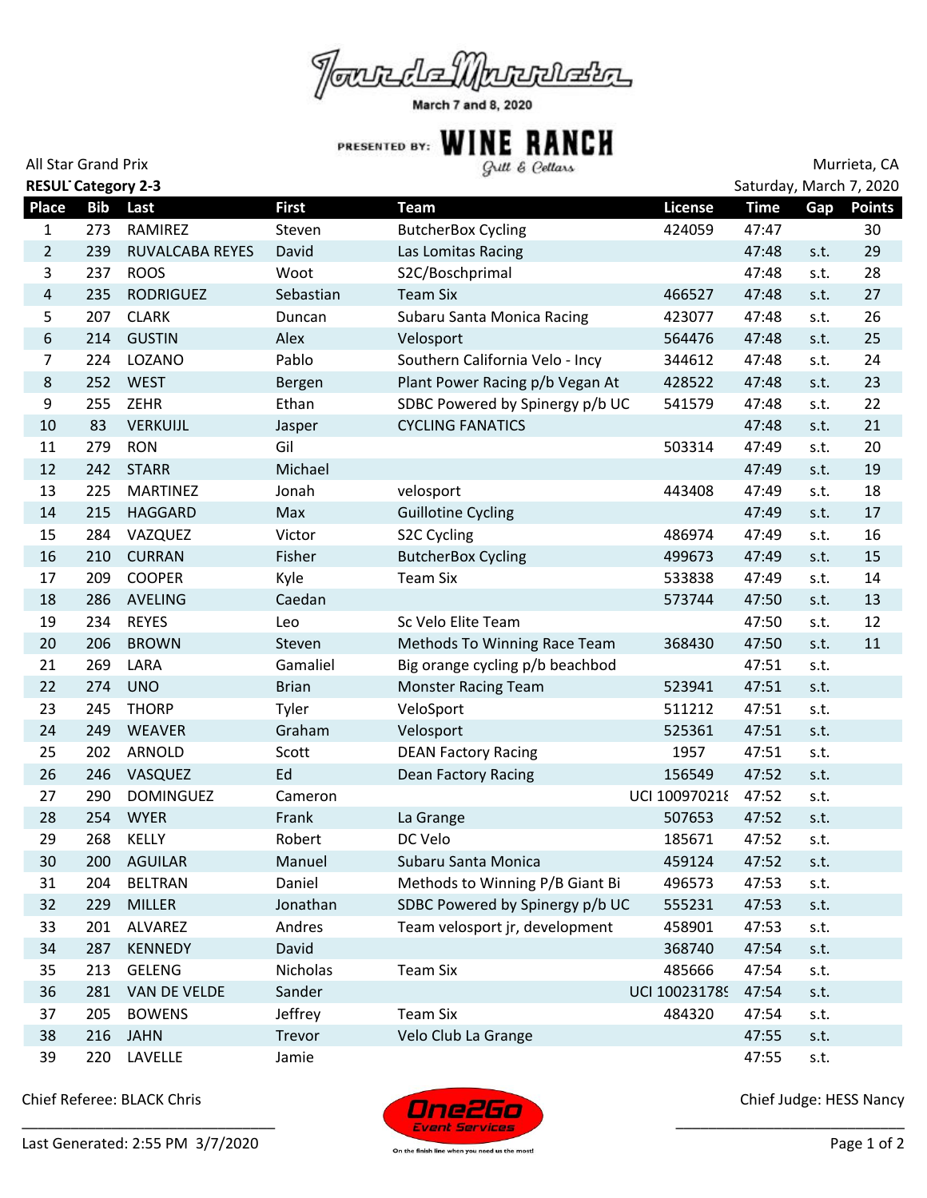# Tour de Murrieta

March 7 and 8, 2020

PRESENTED BY: WINE RANCH Grill & Cellars

All Star Grand Prix

Murrieta, CA

**RESULT Category 2-3**

Saturday, March 7, 2020

| Place | Bib | Last | First | Team | License | Time | Gap | Points |
|---|---|---|---|---|---|---|---|---|
| 1 | 273 | RAMIREZ | Steven | ButcherBox Cycling | 424059 | 47:47 | | 30 |
| 2 | 239 | RUVALCABA REYES | David | Las Lomitas Racing | | 47:48 | s.t. | 29 |
| 3 | 237 | ROOS | Woot | S2C/Boschprimal | | 47:48 | s.t. | 28 |
| 4 | 235 | RODRIGUEZ | Sebastian | Team Six | 466527 | 47:48 | s.t. | 27 |
| 5 | 207 | CLARK | Duncan | Subaru Santa Monica Racing | 423077 | 47:48 | s.t. | 26 |
| 6 | 214 | GUSTIN | Alex | Velosport | 564476 | 47:48 | s.t. | 25 |
| 7 | 224 | LOZANO | Pablo | Southern California Velo - Incy | 344612 | 47:48 | s.t. | 24 |
| 8 | 252 | WEST | Bergen | Plant Power Racing p/b Vegan At | 428522 | 47:48 | s.t. | 23 |
| 9 | 255 | ZEHR | Ethan | SDBC Powered by Spinergy p/b UC | 541579 | 47:48 | s.t. | 22 |
| 10 | 83 | VERKUIJL | Jasper | CYCLING FANATICS | | 47:48 | s.t. | 21 |
| 11 | 279 | RON | Gil | | 503314 | 47:49 | s.t. | 20 |
| 12 | 242 | STARR | Michael | | | 47:49 | s.t. | 19 |
| 13 | 225 | MARTINEZ | Jonah | velosport | 443408 | 47:49 | s.t. | 18 |
| 14 | 215 | HAGGARD | Max | Guillotine Cycling | | 47:49 | s.t. | 17 |
| 15 | 284 | VAZQUEZ | Victor | S2C Cycling | 486974 | 47:49 | s.t. | 16 |
| 16 | 210 | CURRAN | Fisher | ButcherBox Cycling | 499673 | 47:49 | s.t. | 15 |
| 17 | 209 | COOPER | Kyle | Team Six | 533838 | 47:49 | s.t. | 14 |
| 18 | 286 | AVELING | Caedan | | 573744 | 47:50 | s.t. | 13 |
| 19 | 234 | REYES | Leo | Sc Velo Elite Team | | 47:50 | s.t. | 12 |
| 20 | 206 | BROWN | Steven | Methods To Winning Race Team | 368430 | 47:50 | s.t. | 11 |
| 21 | 269 | LARA | Gamaliel | Big orange cycling p/b beachbod | | 47:51 | s.t. | |
| 22 | 274 | UNO | Brian | Monster Racing Team | 523941 | 47:51 | s.t. | |
| 23 | 245 | THORP | Tyler | VeloSport | 511212 | 47:51 | s.t. | |
| 24 | 249 | WEAVER | Graham | Velosport | 525361 | 47:51 | s.t. | |
| 25 | 202 | ARNOLD | Scott | DEAN Factory Racing | 1957 | 47:51 | s.t. | |
| 26 | 246 | VASQUEZ | Ed | Dean Factory Racing | 156549 | 47:52 | s.t. | |
| 27 | 290 | DOMINGUEZ | Cameron | | UCI 10097021ᵋ | 47:52 | s.t. | |
| 28 | 254 | WYER | Frank | La Grange | 507653 | 47:52 | s.t. | |
| 29 | 268 | KELLY | Robert | DC Velo | 185671 | 47:52 | s.t. | |
| 30 | 200 | AGUILAR | Manuel | Subaru Santa Monica | 459124 | 47:52 | s.t. | |
| 31 | 204 | BELTRAN | Daniel | Methods to Winning P/B Giant Bi | 496573 | 47:53 | s.t. | |
| 32 | 229 | MILLER | Jonathan | SDBC Powered by Spinergy p/b UC | 555231 | 47:53 | s.t. | |
| 33 | 201 | ALVAREZ | Andres | Team velosport jr, development | 458901 | 47:53 | s.t. | |
| 34 | 287 | KENNEDY | David | | 368740 | 47:54 | s.t. | |
| 35 | 213 | GELENG | Nicholas | Team Six | 485666 | 47:54 | s.t. | |
| 36 | 281 | VAN DE VELDE | Sander | | UCI 10023178ᵍ | 47:54 | s.t. | |
| 37 | 205 | BOWENS | Jeffrey | Team Six | 484320 | 47:54 | s.t. | |
| 38 | 216 | JAHN | Trevor | Velo Club La Grange | | 47:55 | s.t. | |
| 39 | 220 | LAVELLE | Jamie | | | 47:55 | s.t. | |

Chief Referee: BLACK Chris

Chief Judge: HESS Nancy

One2Go Event Services — On the finish line when you need us the most!

Last Generated: 2:55 PM 3/7/2020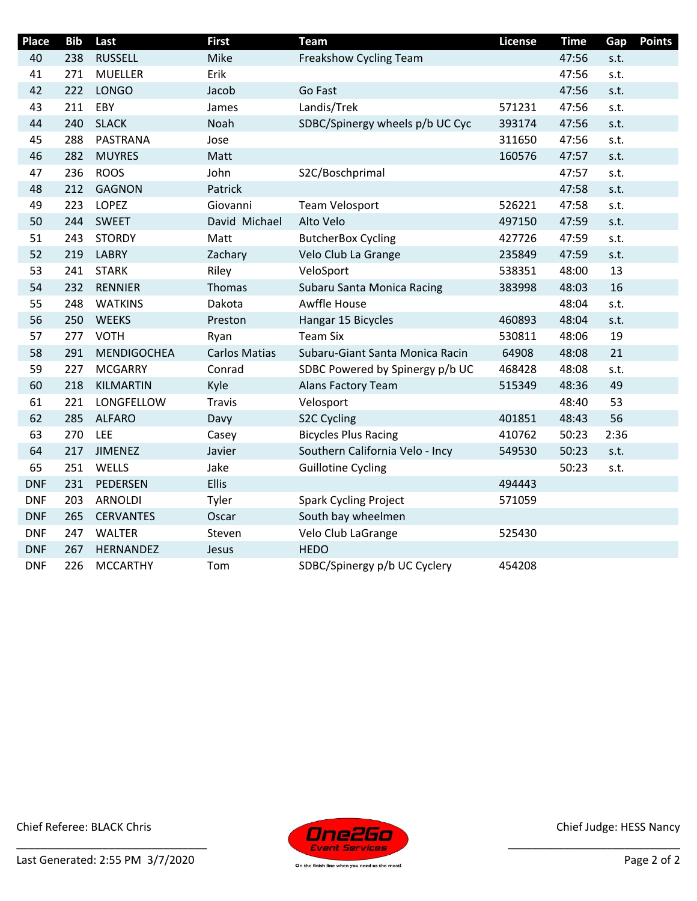| Place | Bib | Last | First | Team | License | Time | Gap | Points |
|---|---|---|---|---|---|---|---|---|
| 40 | 238 | RUSSELL | Mike | Freakshow Cycling Team | | 47:56 | s.t. | |
| 41 | 271 | MUELLER | Erik | | | 47:56 | s.t. | |
| 42 | 222 | LONGO | Jacob | Go Fast | | 47:56 | s.t. | |
| 43 | 211 | EBY | James | Landis/Trek | 571231 | 47:56 | s.t. | |
| 44 | 240 | SLACK | Noah | SDBC/Spinergy wheels p/b UC Cyc | 393174 | 47:56 | s.t. | |
| 45 | 288 | PASTRANA | Jose | | 311650 | 47:56 | s.t. | |
| 46 | 282 | MUYRES | Matt | | 160576 | 47:57 | s.t. | |
| 47 | 236 | ROOS | John | S2C/Boschprimal | | 47:57 | s.t. | |
| 48 | 212 | GAGNON | Patrick | | | 47:58 | s.t. | |
| 49 | 223 | LOPEZ | Giovanni | Team Velosport | 526221 | 47:58 | s.t. | |
| 50 | 244 | SWEET | David Michael | Alto Velo | 497150 | 47:59 | s.t. | |
| 51 | 243 | STORDY | Matt | ButcherBox Cycling | 427726 | 47:59 | s.t. | |
| 52 | 219 | LABRY | Zachary | Velo Club La Grange | 235849 | 47:59 | s.t. | |
| 53 | 241 | STARK | Riley | VeloSport | 538351 | 48:00 | 13 | |
| 54 | 232 | RENNIER | Thomas | Subaru Santa Monica Racing | 383998 | 48:03 | 16 | |
| 55 | 248 | WATKINS | Dakota | Awffle House | | 48:04 | s.t. | |
| 56 | 250 | WEEKS | Preston | Hangar 15 Bicycles | 460893 | 48:04 | s.t. | |
| 57 | 277 | VOTH | Ryan | Team Six | 530811 | 48:06 | 19 | |
| 58 | 291 | MENDIGOCHEA | Carlos Matias | Subaru-Giant Santa Monica Racin | 64908 | 48:08 | 21 | |
| 59 | 227 | MCGARRY | Conrad | SDBC Powered by Spinergy p/b UC | 468428 | 48:08 | s.t. | |
| 60 | 218 | KILMARTIN | Kyle | Alans Factory Team | 515349 | 48:36 | 49 | |
| 61 | 221 | LONGFELLOW | Travis | Velosport | | 48:40 | 53 | |
| 62 | 285 | ALFARO | Davy | S2C Cycling | 401851 | 48:43 | 56 | |
| 63 | 270 | LEE | Casey | Bicycles Plus Racing | 410762 | 50:23 | 2:36 | |
| 64 | 217 | JIMENEZ | Javier | Southern California Velo - Incy | 549530 | 50:23 | s.t. | |
| 65 | 251 | WELLS | Jake | Guillotine Cycling | | 50:23 | s.t. | |
| DNF | 231 | PEDERSEN | Ellis | | 494443 | | | |
| DNF | 203 | ARNOLDI | Tyler | Spark Cycling Project | 571059 | | | |
| DNF | 265 | CERVANTES | Oscar | South bay wheelmen | | | | |
| DNF | 247 | WALTER | Steven | Velo Club LaGrange | 525430 | | | |
| DNF | 267 | HERNANDEZ | Jesus | HEDO | | | | |
| DNF | 226 | MCCARTHY | Tom | SDBC/Spinergy p/b UC Cyclery | 454208 | | | |

Chief Referee: BLACK Chris

Chief Judge: HESS Nancy

One2Go Event Services

On the finish line when you need us the most!

Last Generated: 2:55 PM 3/7/2020